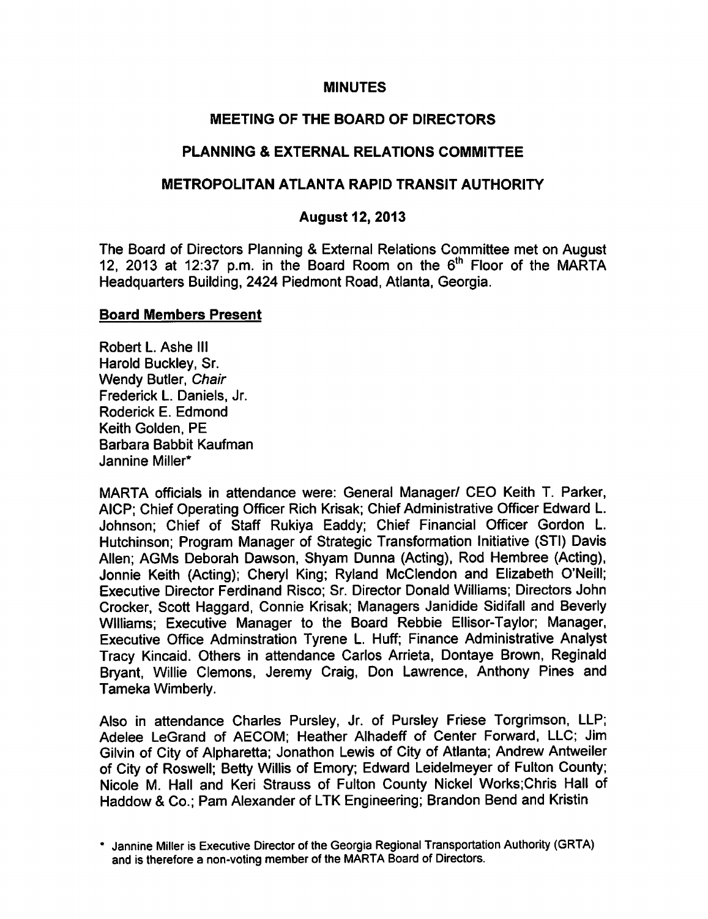# MINUTES

## MEETING OF THE BOARD OF DIRECTORS

## PLANNING & EXTERNAL RELATIONS COMMITTEE

## METROPOLITAN ATLANTA RAPID TRANSIT AUTHORITY

### August 12, 2013

The Board of Directors Planning & External Relations Committee met on August 12, 2013 at 12:37 p.m. in the Board Room on the 6th Floor of the MARTA Headquarters Building, 2424 Piedmont Road, Atlanta, Georgia.

**Board Members Present**

Robert L. Ashe III
Harold Buckley, Sr.
Wendy Butler, *Chair*
Frederick L. Daniels, Jr.
Roderick E. Edmond
Keith Golden, PE
Barbara Babbit Kaufman
Jannine Miller*

MARTA officials in attendance were: General Manager/ CEO Keith T. Parker, AICP; Chief Operating Officer Rich Krisak; Chief Administrative Officer Edward L. Johnson; Chief of Staff Rukiya Eaddy; Chief Financial Officer Gordon L. Hutchinson; Program Manager of Strategic Transformation Initiative (STI) Davis Allen; AGMs Deborah Dawson, Shyam Dunna (Acting), Rod Hembree (Acting), Jonnie Keith (Acting); Cheryl King; Ryland McClendon and Elizabeth O'Neill; Executive Director Ferdinand Risco; Sr. Director Donald Williams; Directors John Crocker, Scott Haggard, Connie Krisak; Managers Janidide Sidifall and Beverly WIlliams; Executive Manager to the Board Rebbie Ellisor-Taylor; Manager, Executive Office Adminstration Tyrene L. Huff; Finance Administrative Analyst Tracy Kincaid. Others in attendance Carlos Arrieta, Dontaye Brown, Reginald Bryant, Willie Clemons, Jeremy Craig, Don Lawrence, Anthony Pines and Tameka Wimberly.

Also in attendance Charles Pursley, Jr. of Pursley Friese Torgrimson, LLP; Adelee LeGrand of AECOM; Heather Alhadeff of Center Forward, LLC; Jim Gilvin of City of Alpharetta; Jonathon Lewis of City of Atlanta; Andrew Antweiler of City of Roswell; Betty Willis of Emory; Edward Leidelmeyer of Fulton County; Nicole M. Hall and Keri Strauss of Fulton County Nickel Works;Chris Hall of Haddow & Co.; Pam Alexander of LTK Engineering; Brandon Bend and Kristin

\* Jannine Miller is Executive Director of the Georgia Regional Transportation Authority (GRTA) and is therefore a non-voting member of the MARTA Board of Directors.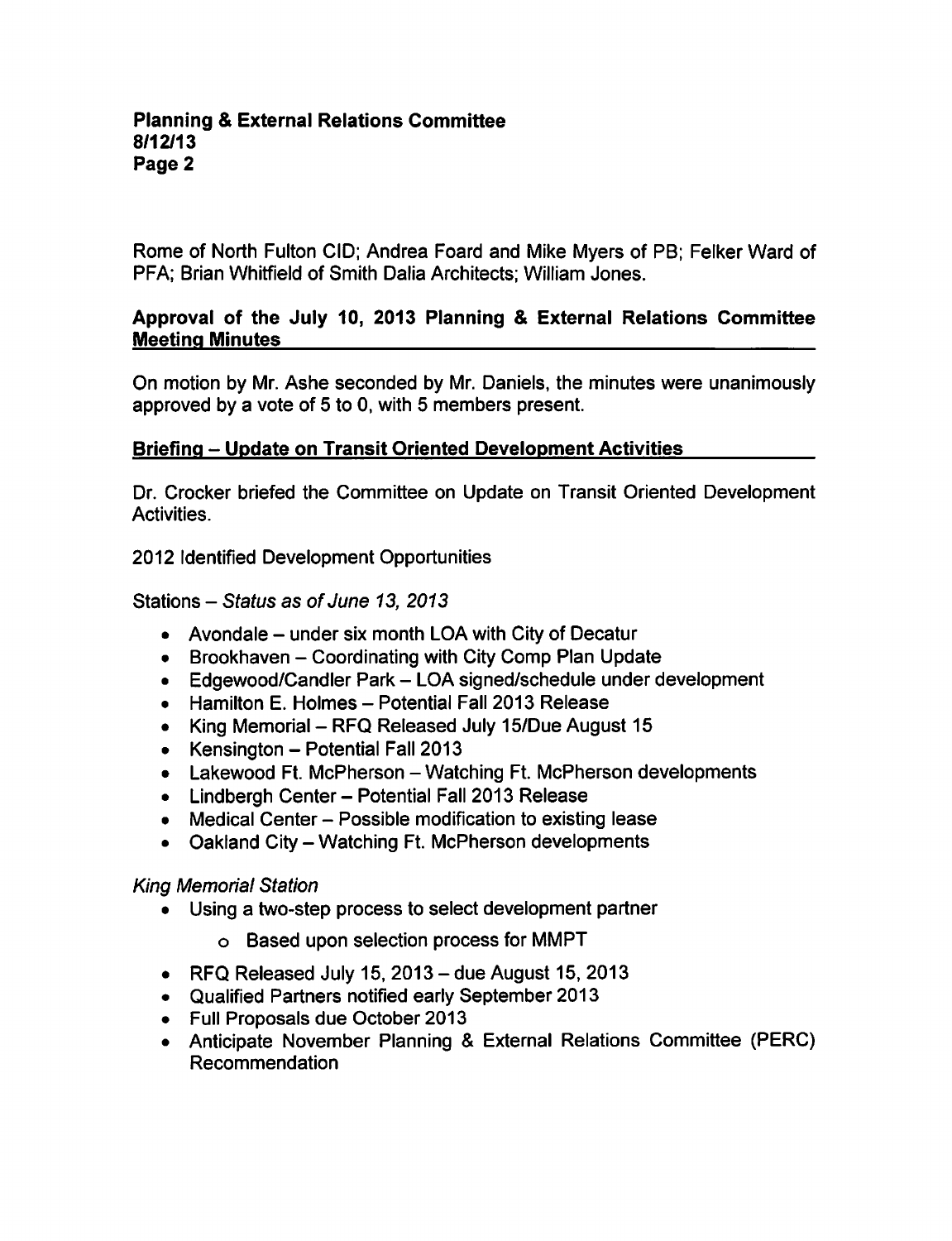Rome of North Fulton CID; Andrea Foard and Mike Myers of PB; Felker Ward of PFA; Brian Whitfield of Smith Dalia Architects; William Jones.

## Approval of the July 10, 2013 Planning & External Relations Committee Meeting Minutes

On motion by Mr. Ashe seconded by Mr. Daniels, the minutes were unanimously approved by a vote of 5 to 0, with 5 members present.

## Briefing – Update on Transit Oriented Development Activities

Dr. Crocker briefed the Committee on Update on Transit Oriented Development Activities.

2012 Identified Development Opportunities

Stations – *Status as of June 13, 2013*

- Avondale – under six month LOA with City of Decatur
- Brookhaven – Coordinating with City Comp Plan Update
- Edgewood/Candler Park – LOA signed/schedule under development
- Hamilton E. Holmes – Potential Fall 2013 Release
- King Memorial – RFQ Released July 15/Due August 15
- Kensington – Potential Fall 2013
- Lakewood Ft. McPherson – Watching Ft. McPherson developments
- Lindbergh Center – Potential Fall 2013 Release
- Medical Center – Possible modification to existing lease
- Oakland City – Watching Ft. McPherson developments

*King Memorial Station*

- Using a two-step process to select development partner
  - Based upon selection process for MMPT
- RFQ Released July 15, 2013 – due August 15, 2013
- Qualified Partners notified early September 2013
- Full Proposals due October 2013
- Anticipate November Planning & External Relations Committee (PERC) Recommendation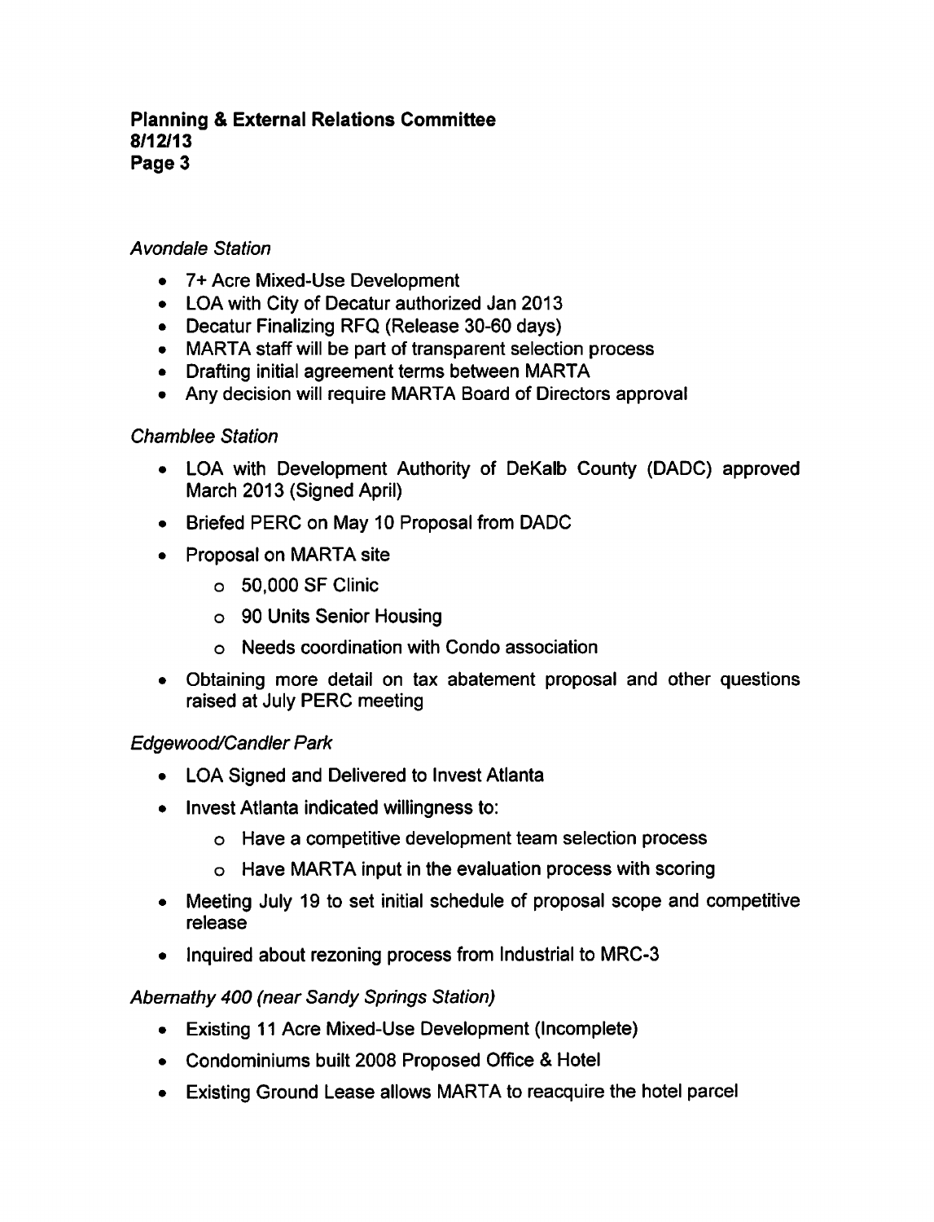*Avondale Station*

- 7+ Acre Mixed-Use Development
- LOA with City of Decatur authorized Jan 2013
- Decatur Finalizing RFQ (Release 30-60 days)
- MARTA staff will be part of transparent selection process
- Drafting initial agreement terms between MARTA
- Any decision will require MARTA Board of Directors approval

*Chamblee Station*

- LOA with Development Authority of DeKalb County (DADC) approved March 2013 (Signed April)
- Briefed PERC on May 10 Proposal from DADC
- Proposal on MARTA site
  - 50,000 SF Clinic
  - 90 Units Senior Housing
  - Needs coordination with Condo association
- Obtaining more detail on tax abatement proposal and other questions raised at July PERC meeting

*Edgewood/Candler Park*

- LOA Signed and Delivered to Invest Atlanta
- Invest Atlanta indicated willingness to:
  - Have a competitive development team selection process
  - Have MARTA input in the evaluation process with scoring
- Meeting July 19 to set initial schedule of proposal scope and competitive release
- Inquired about rezoning process from Industrial to MRC-3

*Abernathy 400 (near Sandy Springs Station)*

- Existing 11 Acre Mixed-Use Development (Incomplete)
- Condominiums built 2008 Proposed Office & Hotel
- Existing Ground Lease allows MARTA to reacquire the hotel parcel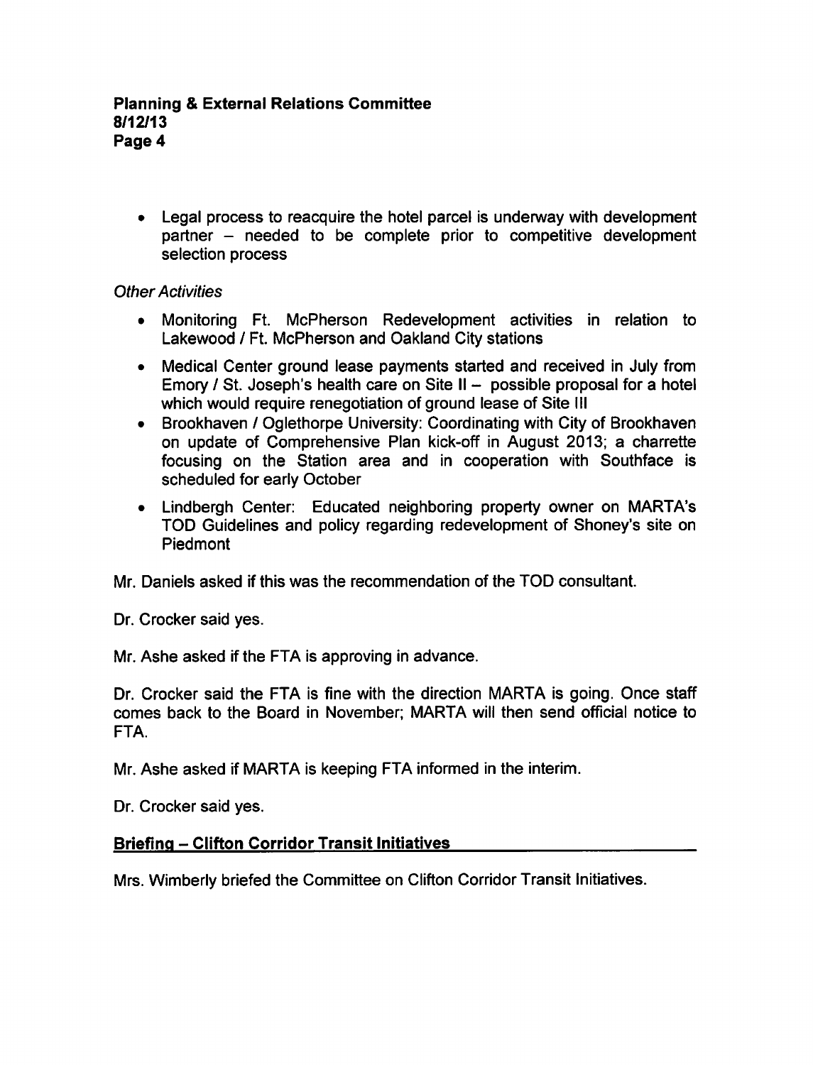- Legal process to reacquire the hotel parcel is underway with development partner – needed to be complete prior to competitive development selection process

*Other Activities*

- Monitoring Ft. McPherson Redevelopment activities in relation to Lakewood / Ft. McPherson and Oakland City stations
- Medical Center ground lease payments started and received in July from Emory / St. Joseph's health care on Site II – possible proposal for a hotel which would require renegotiation of ground lease of Site III
- Brookhaven / Oglethorpe University: Coordinating with City of Brookhaven on update of Comprehensive Plan kick-off in August 2013; a charrette focusing on the Station area and in cooperation with Southface is scheduled for early October
- Lindbergh Center: Educated neighboring property owner on MARTA's TOD Guidelines and policy regarding redevelopment of Shoney's site on Piedmont

Mr. Daniels asked if this was the recommendation of the TOD consultant.

Dr. Crocker said yes.

Mr. Ashe asked if the FTA is approving in advance.

Dr. Crocker said the FTA is fine with the direction MARTA is going. Once staff comes back to the Board in November; MARTA will then send official notice to FTA.

Mr. Ashe asked if MARTA is keeping FTA informed in the interim.

Dr. Crocker said yes.

## Briefing – Clifton Corridor Transit Initiatives

Mrs. Wimberly briefed the Committee on Clifton Corridor Transit Initiatives.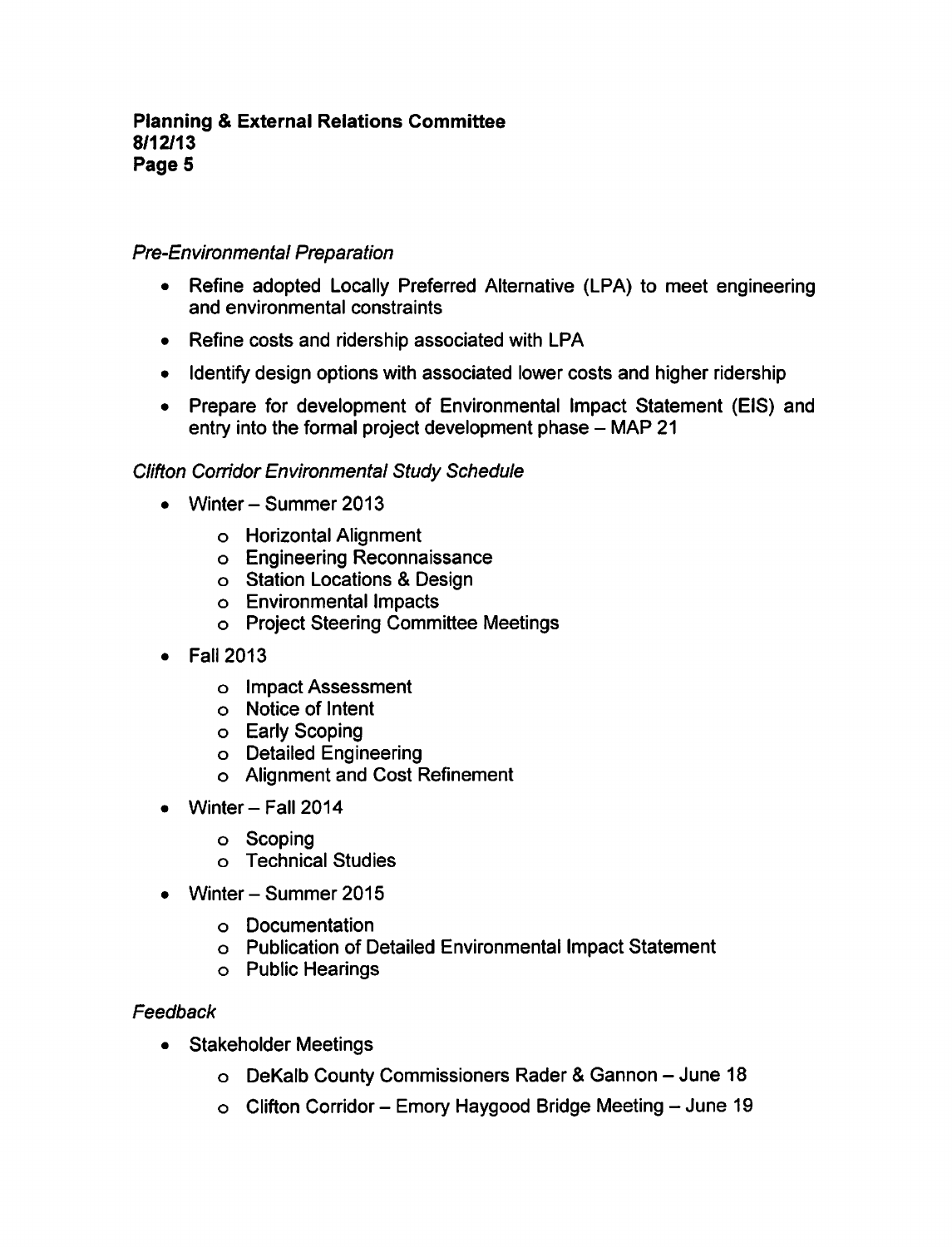*Pre-Environmental Preparation*

- Refine adopted Locally Preferred Alternative (LPA) to meet engineering and environmental constraints
- Refine costs and ridership associated with LPA
- Identify design options with associated lower costs and higher ridership
- Prepare for development of Environmental Impact Statement (EIS) and entry into the formal project development phase – MAP 21

*Clifton Corridor Environmental Study Schedule*

- Winter – Summer 2013
  - Horizontal Alignment
  - Engineering Reconnaissance
  - Station Locations & Design
  - Environmental Impacts
  - Project Steering Committee Meetings
- Fall 2013
  - Impact Assessment
  - Notice of Intent
  - Early Scoping
  - Detailed Engineering
  - Alignment and Cost Refinement
- Winter – Fall 2014
  - Scoping
  - Technical Studies
- Winter – Summer 2015
  - Documentation
  - Publication of Detailed Environmental Impact Statement
  - Public Hearings

*Feedback*

- Stakeholder Meetings
  - DeKalb County Commissioners Rader & Gannon – June 18
  - Clifton Corridor – Emory Haygood Bridge Meeting – June 19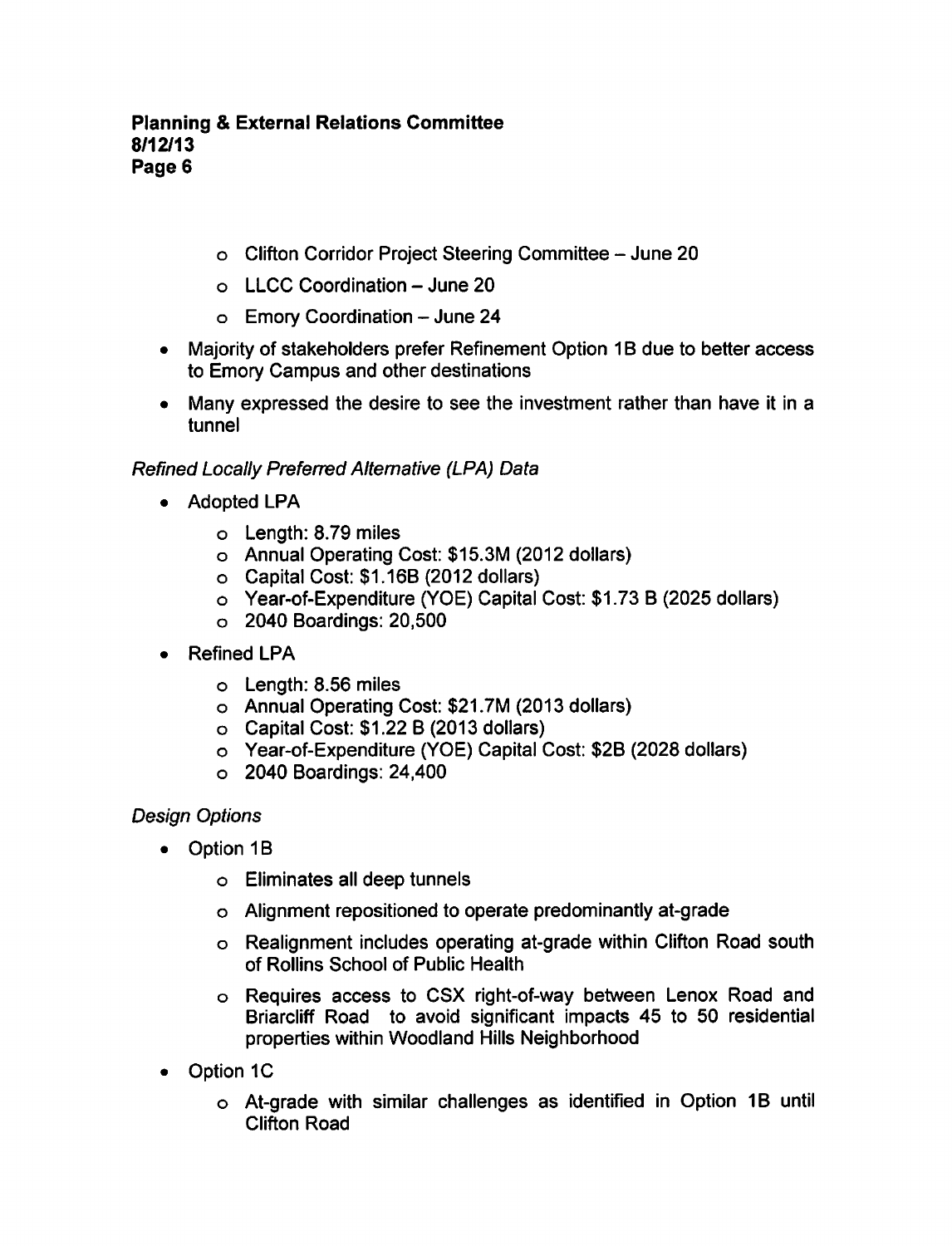- Clifton Corridor Project Steering Committee – June 20
  - LLCC Coordination – June 20
  - Emory Coordination – June 24
- Majority of stakeholders prefer Refinement Option 1B due to better access to Emory Campus and other destinations
- Many expressed the desire to see the investment rather than have it in a tunnel

*Refined Locally Preferred Alternative (LPA) Data*

- Adopted LPA
  - Length: 8.79 miles
  - Annual Operating Cost: $15.3M (2012 dollars)
  - Capital Cost: $1.16B (2012 dollars)
  - Year-of-Expenditure (YOE) Capital Cost: $1.73 B (2025 dollars)
  - 2040 Boardings: 20,500
- Refined LPA
  - Length: 8.56 miles
  - Annual Operating Cost: $21.7M (2013 dollars)
  - Capital Cost: $1.22 B (2013 dollars)
  - Year-of-Expenditure (YOE) Capital Cost: $2B (2028 dollars)
  - 2040 Boardings: 24,400

*Design Options*

- Option 1B
  - Eliminates all deep tunnels
  - Alignment repositioned to operate predominantly at-grade
  - Realignment includes operating at-grade within Clifton Road south of Rollins School of Public Health
  - Requires access to CSX right-of-way between Lenox Road and Briarcliff Road to avoid significant impacts 45 to 50 residential properties within Woodland Hills Neighborhood
- Option 1C
  - At-grade with similar challenges as identified in Option 1B until Clifton Road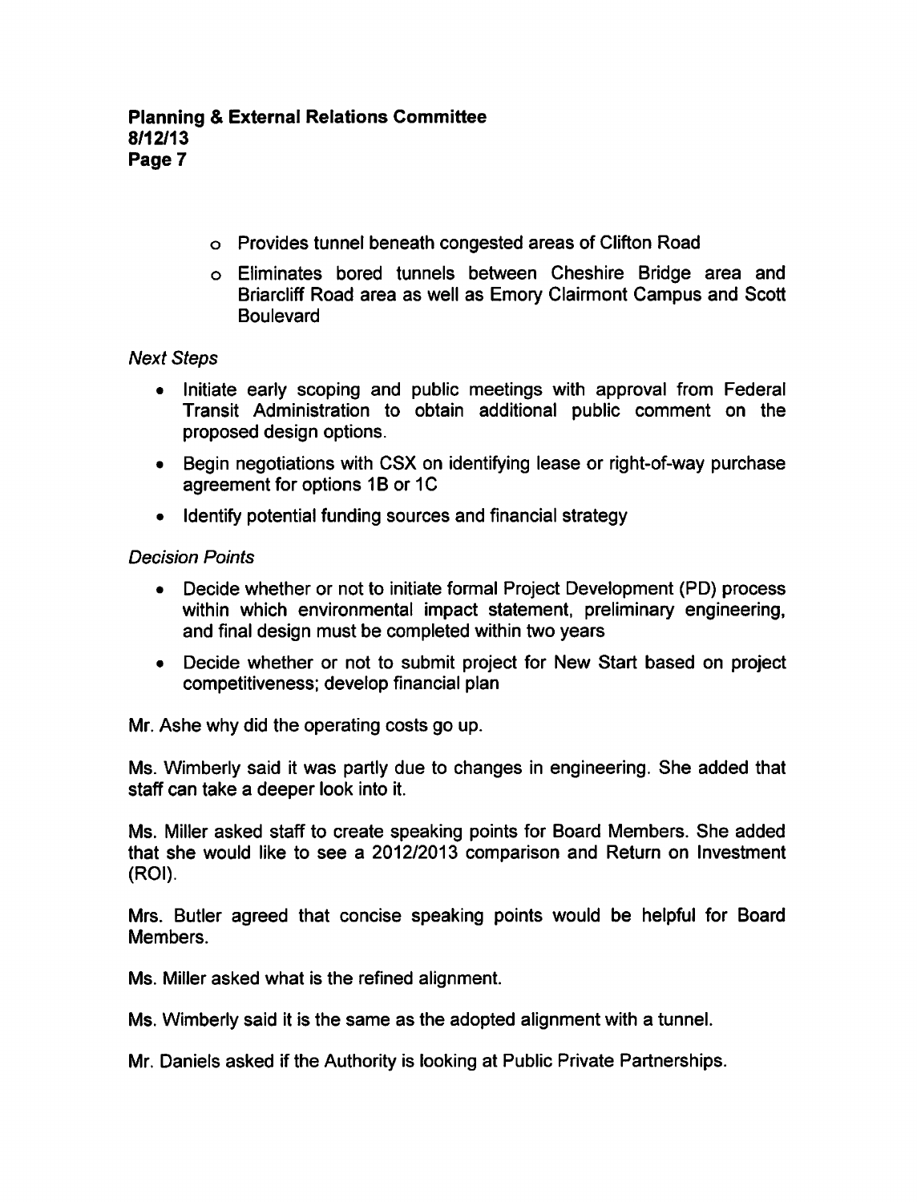- Provides tunnel beneath congested areas of Clifton Road
- Eliminates bored tunnels between Cheshire Bridge area and Briarcliff Road area as well as Emory Clairmont Campus and Scott Boulevard

*Next Steps*

- Initiate early scoping and public meetings with approval from Federal Transit Administration to obtain additional public comment on the proposed design options.
- Begin negotiations with CSX on identifying lease or right-of-way purchase agreement for options 1B or 1C
- Identify potential funding sources and financial strategy

*Decision Points*

- Decide whether or not to initiate formal Project Development (PD) process within which environmental impact statement, preliminary engineering, and final design must be completed within two years
- Decide whether or not to submit project for New Start based on project competitiveness; develop financial plan

Mr. Ashe why did the operating costs go up.

Ms. Wimberly said it was partly due to changes in engineering. She added that staff can take a deeper look into it.

Ms. Miller asked staff to create speaking points for Board Members. She added that she would like to see a 2012/2013 comparison and Return on Investment (ROI).

Mrs. Butler agreed that concise speaking points would be helpful for Board Members.

Ms. Miller asked what is the refined alignment.

Ms. Wimberly said it is the same as the adopted alignment with a tunnel.

Mr. Daniels asked if the Authority is looking at Public Private Partnerships.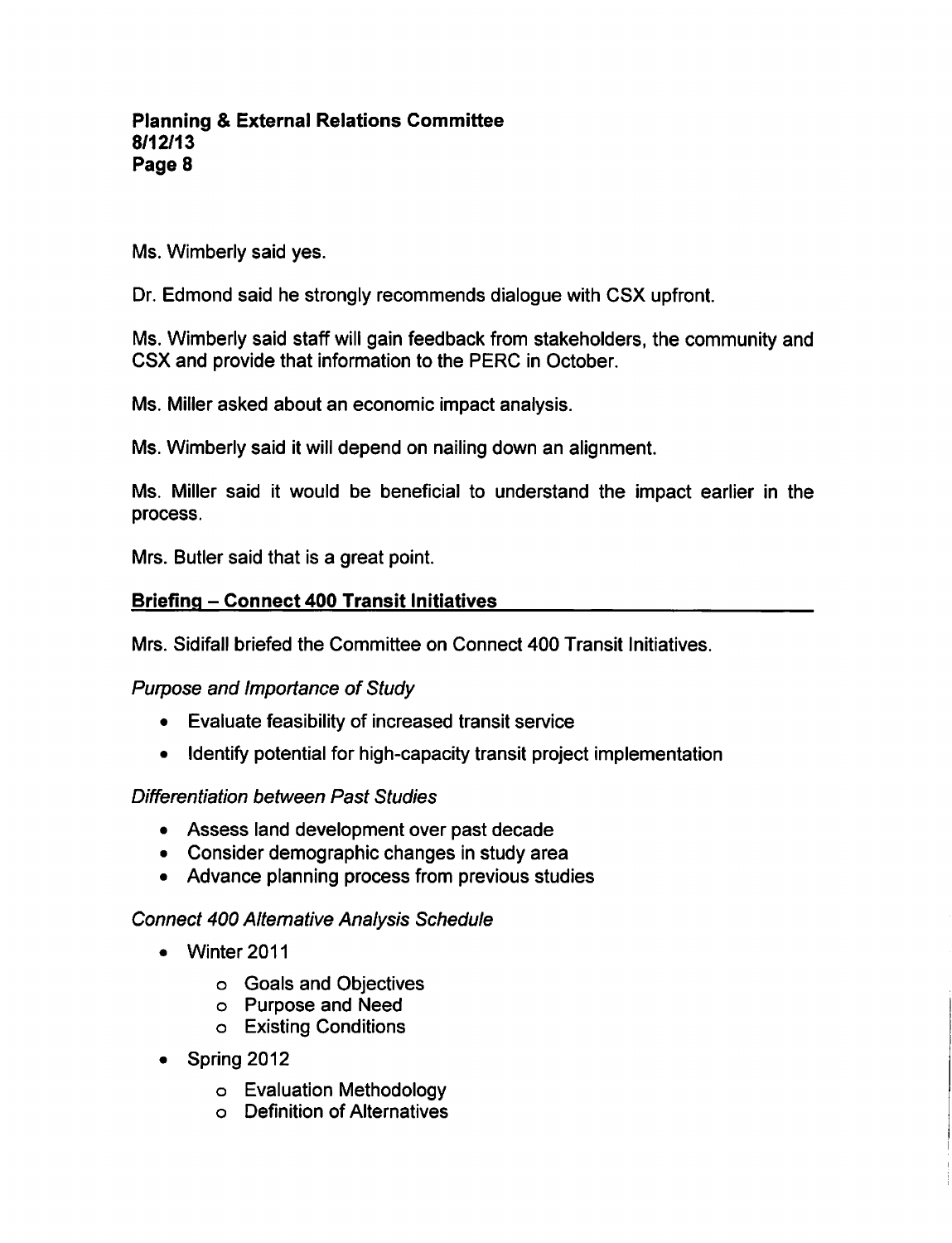Ms. Wimberly said yes.

Dr. Edmond said he strongly recommends dialogue with CSX upfront.

Ms. Wimberly said staff will gain feedback from stakeholders, the community and CSX and provide that information to the PERC in October.

Ms. Miller asked about an economic impact analysis.

Ms. Wimberly said it will depend on nailing down an alignment.

Ms. Miller said it would be beneficial to understand the impact earlier in the process.

Mrs. Butler said that is a great point.

## Briefing – Connect 400 Transit Initiatives

Mrs. Sidifall briefed the Committee on Connect 400 Transit Initiatives.

*Purpose and Importance of Study*

- Evaluate feasibility of increased transit service
- Identify potential for high-capacity transit project implementation

*Differentiation between Past Studies*

- Assess land development over past decade
- Consider demographic changes in study area
- Advance planning process from previous studies

*Connect 400 Alternative Analysis Schedule*

- Winter 2011
  - Goals and Objectives
  - Purpose and Need
  - Existing Conditions
- Spring 2012
  - Evaluation Methodology
  - Definition of Alternatives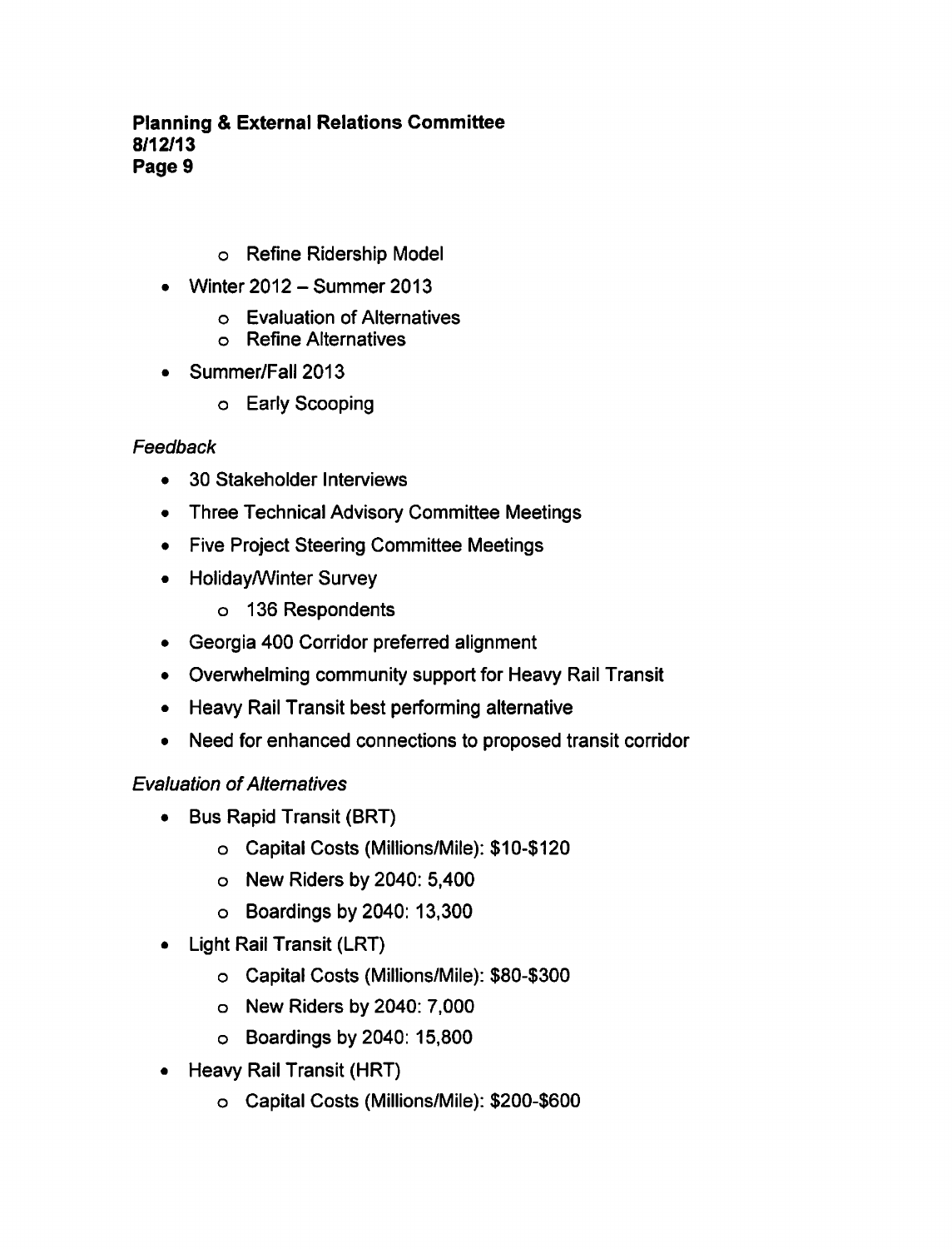- Refine Ridership Model
- Winter 2012 – Summer 2013
  - Evaluation of Alternatives
  - Refine Alternatives
- Summer/Fall 2013
  - Early Scooping

*Feedback*

- 30 Stakeholder Interviews
- Three Technical Advisory Committee Meetings
- Five Project Steering Committee Meetings
- Holiday/Winter Survey
  - 136 Respondents
- Georgia 400 Corridor preferred alignment
- Overwhelming community support for Heavy Rail Transit
- Heavy Rail Transit best performing alternative
- Need for enhanced connections to proposed transit corridor

*Evaluation of Alternatives*

- Bus Rapid Transit (BRT)
  - Capital Costs (Millions/Mile): $10-$120
  - New Riders by 2040: 5,400
  - Boardings by 2040: 13,300
- Light Rail Transit (LRT)
  - Capital Costs (Millions/Mile): $80-$300
  - New Riders by 2040: 7,000
  - Boardings by 2040: 15,800
- Heavy Rail Transit (HRT)
  - Capital Costs (Millions/Mile): $200-$600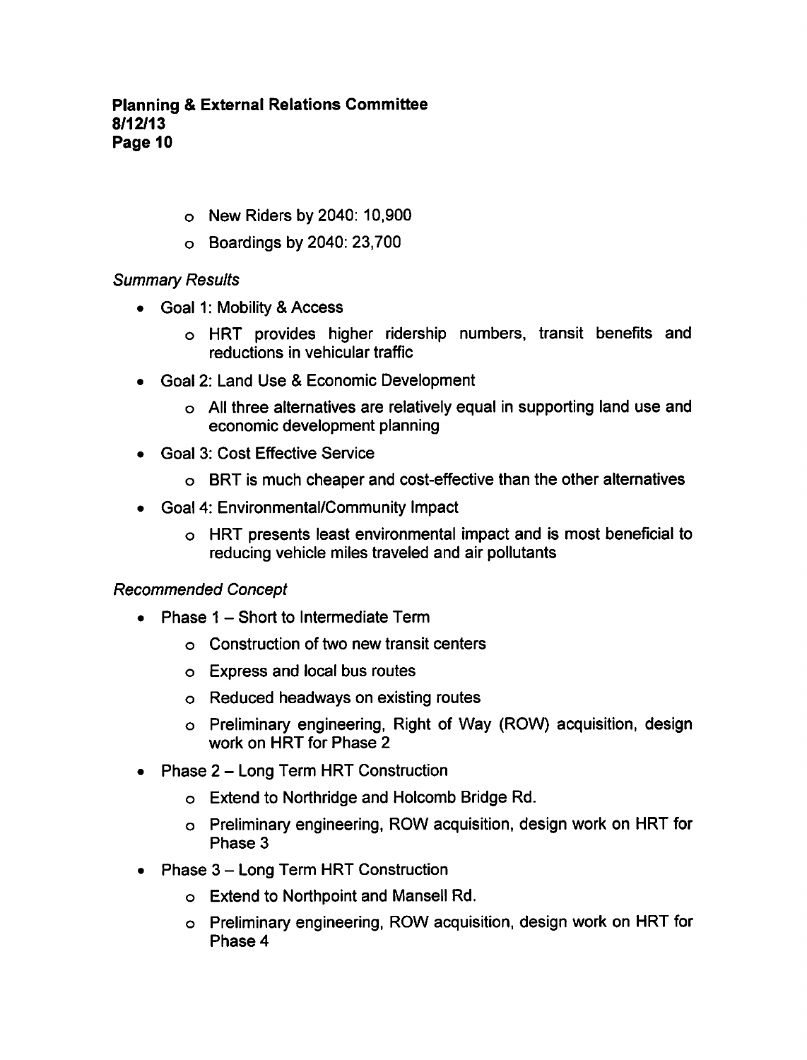- New Riders by 2040: 10,900
  - Boardings by 2040: 23,700

*Summary Results*

- Goal 1: Mobility & Access
  - HRT provides higher ridership numbers, transit benefits and reductions in vehicular traffic
- Goal 2: Land Use & Economic Development
  - All three alternatives are relatively equal in supporting land use and economic development planning
- Goal 3: Cost Effective Service
  - BRT is much cheaper and cost-effective than the other alternatives
- Goal 4: Environmental/Community Impact
  - HRT presents least environmental impact and is most beneficial to reducing vehicle miles traveled and air pollutants

*Recommended Concept*

- Phase 1 – Short to Intermediate Term
  - Construction of two new transit centers
  - Express and local bus routes
  - Reduced headways on existing routes
  - Preliminary engineering, Right of Way (ROW) acquisition, design work on HRT for Phase 2
- Phase 2 – Long Term HRT Construction
  - Extend to Northridge and Holcomb Bridge Rd.
  - Preliminary engineering, ROW acquisition, design work on HRT for Phase 3
- Phase 3 – Long Term HRT Construction
  - Extend to Northpoint and Mansell Rd.
  - Preliminary engineering, ROW acquisition, design work on HRT for Phase 4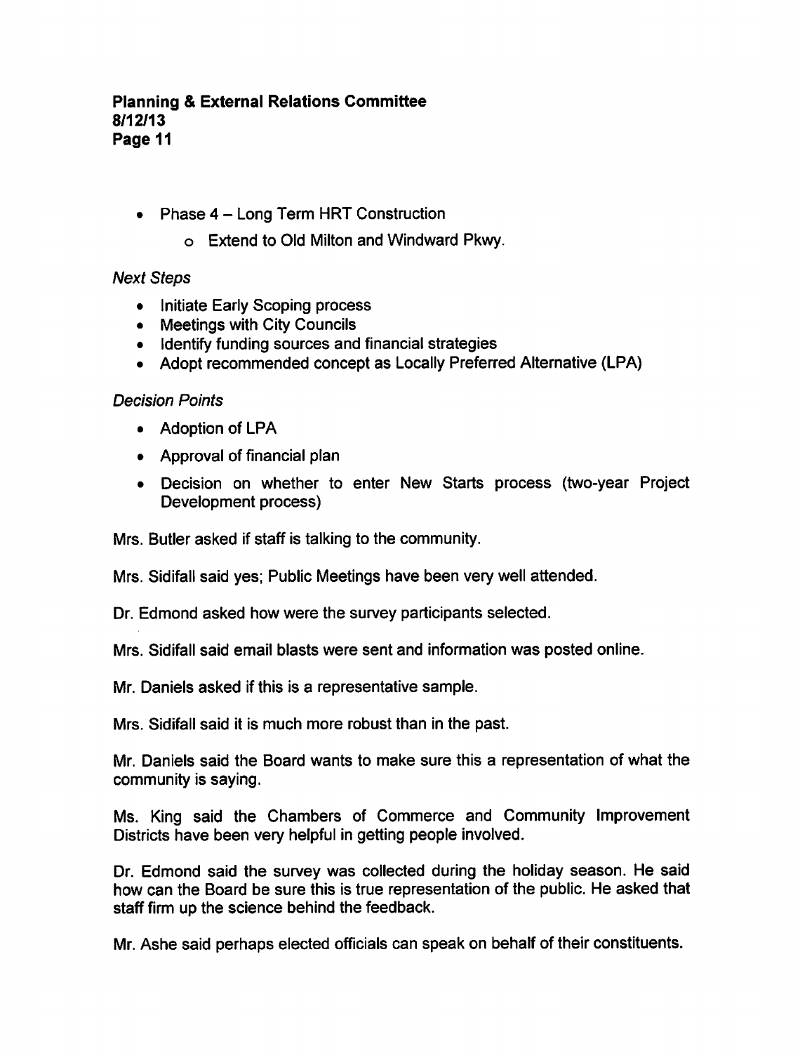- Phase 4 – Long Term HRT Construction
    - Extend to Old Milton and Windward Pkwy.

*Next Steps*

- Initiate Early Scoping process
- Meetings with City Councils
- Identify funding sources and financial strategies
- Adopt recommended concept as Locally Preferred Alternative (LPA)

*Decision Points*

- Adoption of LPA
- Approval of financial plan
- Decision on whether to enter New Starts process (two-year Project Development process)

Mrs. Butler asked if staff is talking to the community.

Mrs. Sidifall said yes; Public Meetings have been very well attended.

Dr. Edmond asked how were the survey participants selected.

Mrs. Sidifall said email blasts were sent and information was posted online.

Mr. Daniels asked if this is a representative sample.

Mrs. Sidifall said it is much more robust than in the past.

Mr. Daniels said the Board wants to make sure this a representation of what the community is saying.

Ms. King said the Chambers of Commerce and Community Improvement Districts have been very helpful in getting people involved.

Dr. Edmond said the survey was collected during the holiday season. He said how can the Board be sure this is true representation of the public. He asked that staff firm up the science behind the feedback.

Mr. Ashe said perhaps elected officials can speak on behalf of their constituents.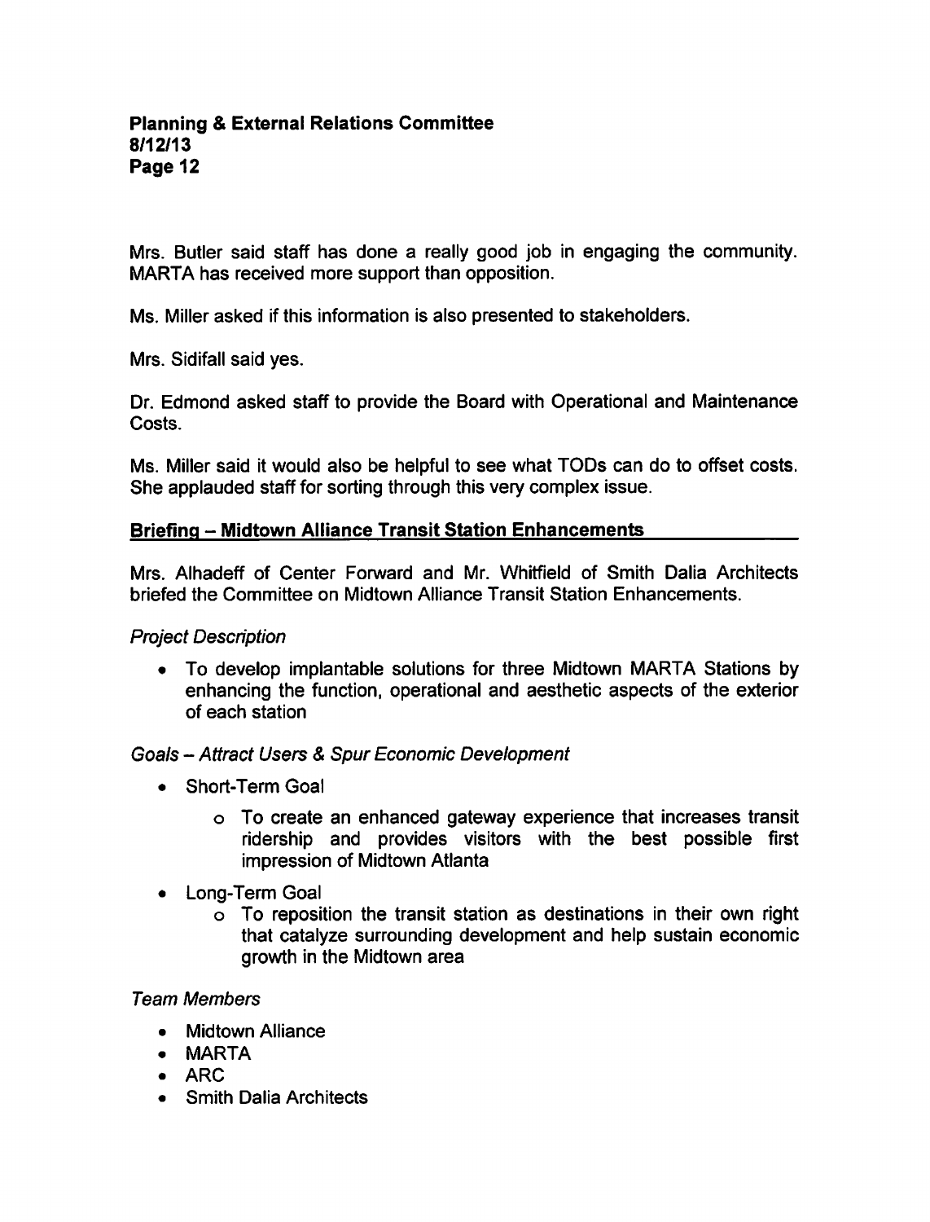Mrs. Butler said staff has done a really good job in engaging the community. MARTA has received more support than opposition.

Ms. Miller asked if this information is also presented to stakeholders.

Mrs. Sidifall said yes.

Dr. Edmond asked staff to provide the Board with Operational and Maintenance Costs.

Ms. Miller said it would also be helpful to see what TODs can do to offset costs. She applauded staff for sorting through this very complex issue.

## Briefing – Midtown Alliance Transit Station Enhancements

Mrs. Alhadeff of Center Forward and Mr. Whitfield of Smith Dalia Architects briefed the Committee on Midtown Alliance Transit Station Enhancements.

*Project Description*

- To develop implantable solutions for three Midtown MARTA Stations by enhancing the function, operational and aesthetic aspects of the exterior of each station

*Goals – Attract Users & Spur Economic Development*

- Short-Term Goal
  - To create an enhanced gateway experience that increases transit ridership and provides visitors with the best possible first impression of Midtown Atlanta
- Long-Term Goal
  - To reposition the transit station as destinations in their own right that catalyze surrounding development and help sustain economic growth in the Midtown area

*Team Members*

- Midtown Alliance
- MARTA
- ARC
- Smith Dalia Architects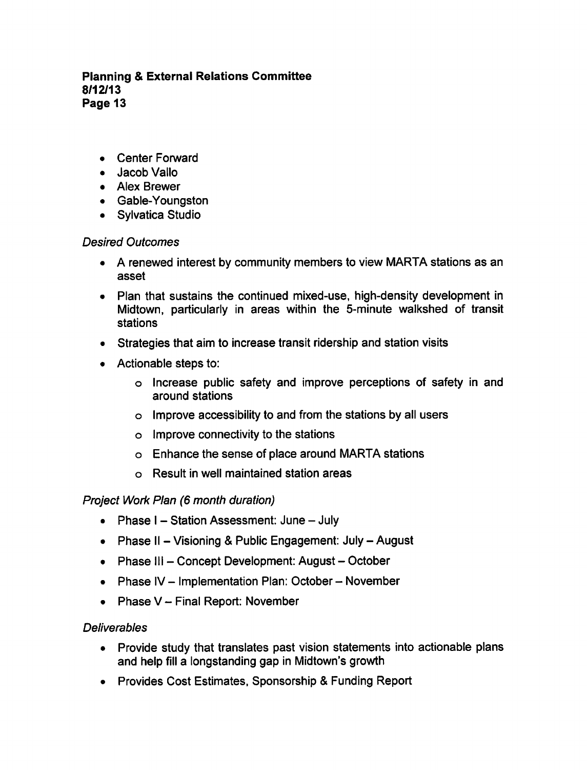- Center Forward
- Jacob Vallo
- Alex Brewer
- Gable-Youngston
- Sylvatica Studio

*Desired Outcomes*

- A renewed interest by community members to view MARTA stations as an asset
- Plan that sustains the continued mixed-use, high-density development in Midtown, particularly in areas within the 5-minute walkshed of transit stations
- Strategies that aim to increase transit ridership and station visits
- Actionable steps to:
  - Increase public safety and improve perceptions of safety in and around stations
  - Improve accessibility to and from the stations by all users
  - Improve connectivity to the stations
  - Enhance the sense of place around MARTA stations
  - Result in well maintained station areas

*Project Work Plan (6 month duration)*

- Phase I – Station Assessment: June – July
- Phase II – Visioning & Public Engagement: July – August
- Phase III – Concept Development: August – October
- Phase IV – Implementation Plan: October – November
- Phase V – Final Report: November

*Deliverables*

- Provide study that translates past vision statements into actionable plans and help fill a longstanding gap in Midtown's growth
- Provides Cost Estimates, Sponsorship & Funding Report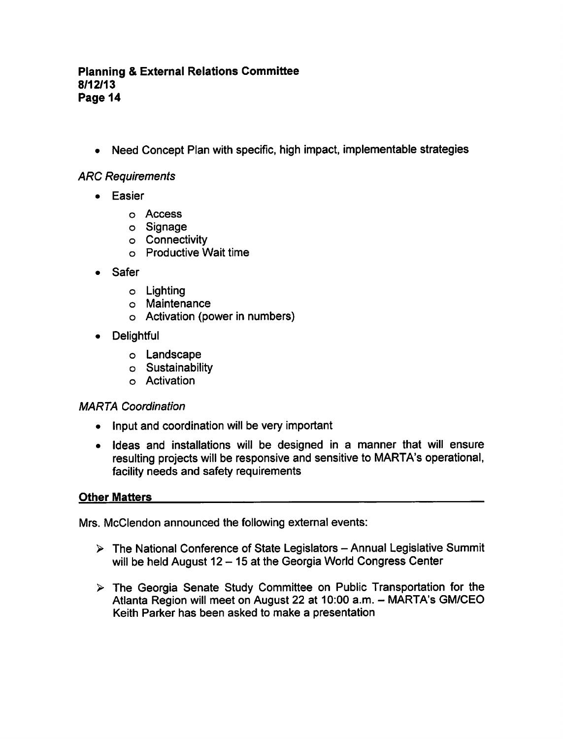- Need Concept Plan with specific, high impact, implementable strategies

*ARC Requirements*

- Easier
  - Access
  - Signage
  - Connectivity
  - Productive Wait time
- Safer
  - Lighting
  - Maintenance
  - Activation (power in numbers)
- Delightful
  - Landscape
  - Sustainability
  - Activation

*MARTA Coordination*

- Input and coordination will be very important
- Ideas and installations will be designed in a manner that will ensure resulting projects will be responsive and sensitive to MARTA's operational, facility needs and safety requirements

**Other Matters**

Mrs. McClendon announced the following external events:

- The National Conference of State Legislators – Annual Legislative Summit will be held August 12 – 15 at the Georgia World Congress Center
- The Georgia Senate Study Committee on Public Transportation for the Atlanta Region will meet on August 22 at 10:00 a.m. – MARTA's GM/CEO Keith Parker has been asked to make a presentation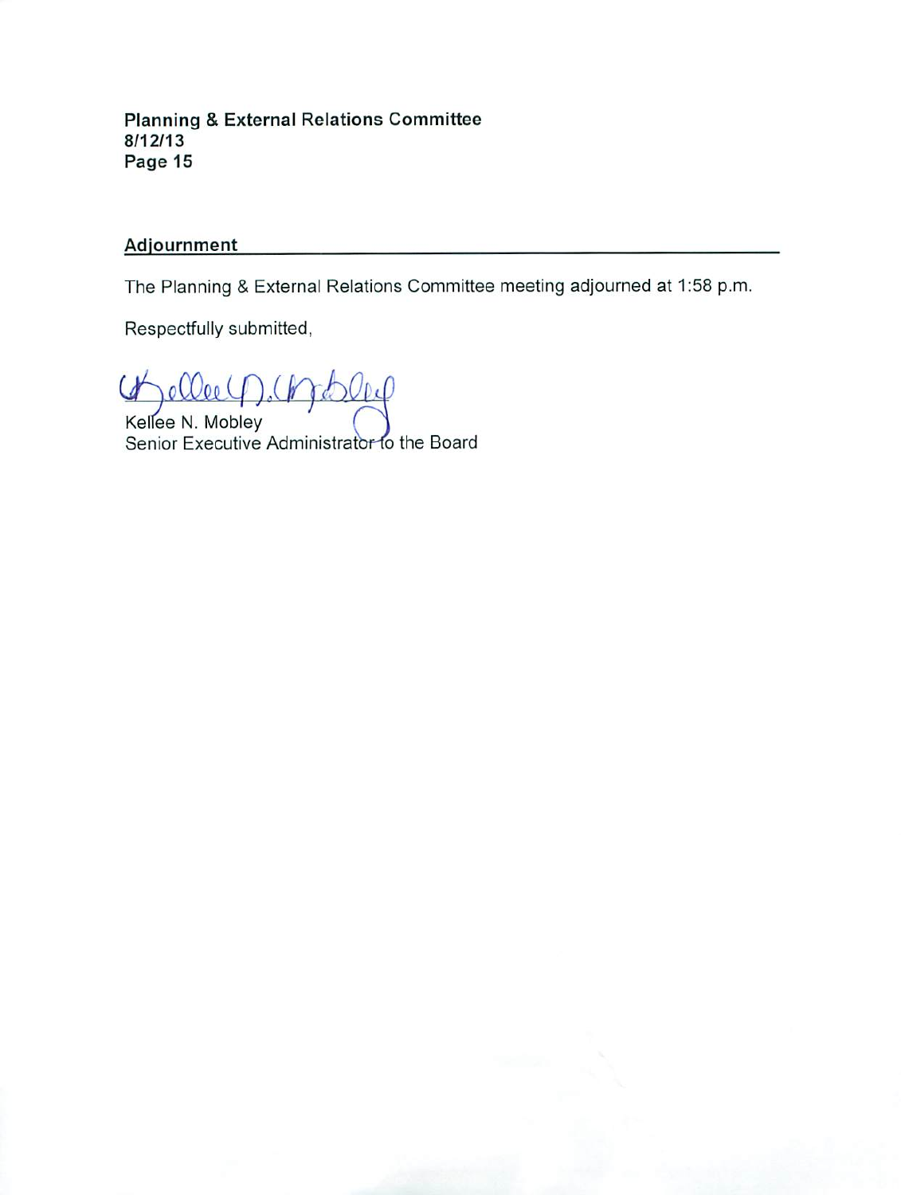## Adjournment

The Planning & External Relations Committee meeting adjourned at 1:58 p.m.

Respectfully submitted,

Kellee N. Mobley
Senior Executive Administrator to the Board